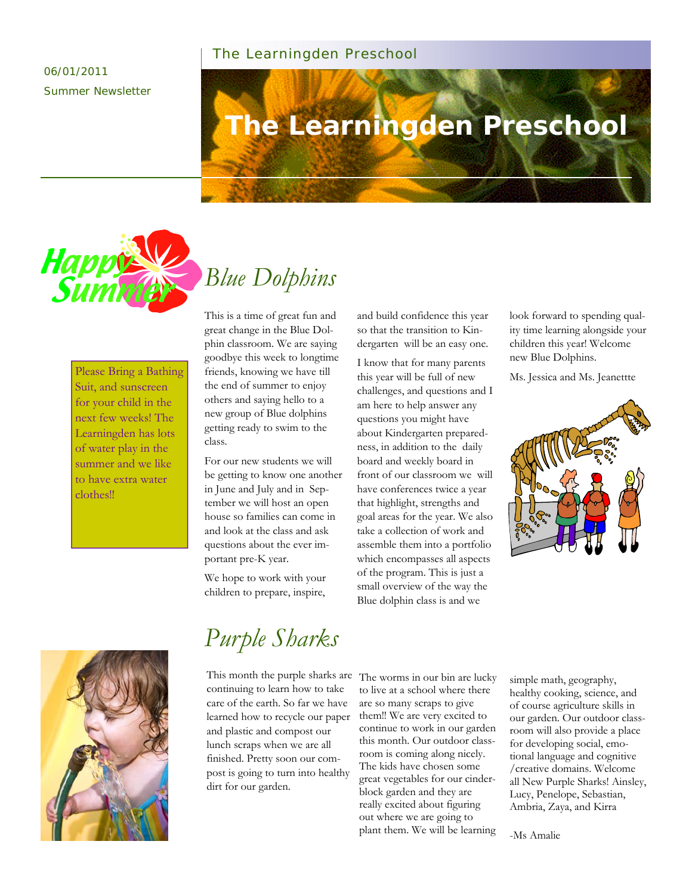06/01/2011

Summer Newsletter

The Learningden Preschool

# The Learningden Preschool

Happy Summer

Please Bring a Bathing Suit, and sunscreen for your child in the next few weeks! The Learningden has lots of water play in the summer and we like to have extra water clothes!!

## *Blue Dolphins*

This is a time of great fun and great change in the Blue Dolphin classroom. We are saying goodbye this week to longtime friends, knowing we have till the end of summer to enjoy others and saying hello to a new group of Blue dolphins getting ready to swim to the class.

For our new students we will be getting to know one another in June and July and in September we will host an open house so families can come in and look at the class and ask questions about the ever important pre-K year.

We hope to work with your children to prepare, inspire, and build confidence this year so that the transition to Kindergarten will be an easy one.

I know that for many parents this year will be full of new challenges, and questions and I am here to help answer any questions you might have about Kindergarten preparedness, in addition to the daily board and weekly board in front of our classroom we will have conferences twice a year that highlight, strengths and goal areas for the year. We also take a collection of work and assemble them into a portfolio which encompasses all aspects of the program. This is just a small overview of the way the Blue dolphin class is and we look forward to spending quality time learning alongside your children this year! Welcome new Blue Dolphins.

Ms. Jessica and Ms. Jeanettte

## *Purple Sharks*

This month the purple sharks are continuing to learn how to take care of the earth. So far we have learned how to recycle our paper and plastic and compost our lunch scraps when we are all finished. Pretty soon our compost is going to turn into healthy dirt for our garden.

The worms in our bin are lucky to live at a school where there are so many scraps to give them!! We are very excited to continue to work in our garden this month. Our outdoor classroom is coming along nicely. The kids have chosen some great vegetables for our cinderblock garden and they are really excited about figuring out where we are going to plant them. We will be learning simple math, geography, healthy cooking, science, and of course agriculture skills in our garden. Our outdoor classroom will also provide a place for developing social, emotional language and cognitive /creative domains. Welcome all New Purple Sharks! Ainsley, Lucy, Penelope, Sebastian, Ambria, Zaya, and Kirra

-Ms Amalie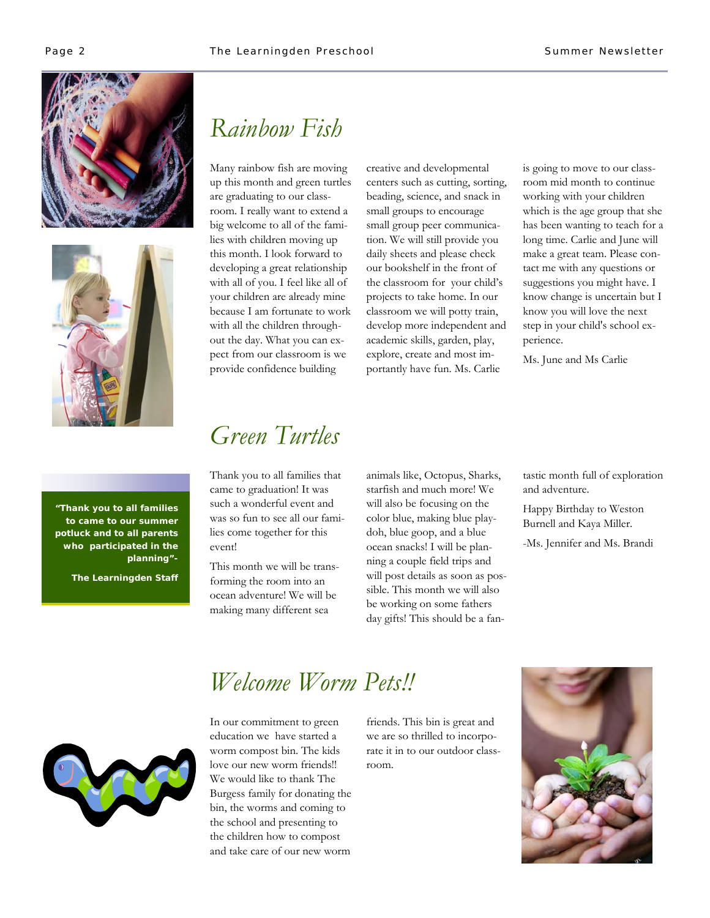## Rainbow Fish

Many rainbow fish are moving up this month and green turtles are graduating to our classroom. I really want to extend a big welcome to all of the families with children moving up this month. I look forward to developing a great relationship with all of you. I feel like all of your children are already mine because I am fortunate to work with all the children throughout the day. What you can expect from our classroom is we provide confidence building creative and developmental centers such as cutting, sorting, beading, science, and snack in small groups to encourage small group peer communication. We will still provide you daily sheets and please check our bookshelf in the front of the classroom for your child's projects to take home. In our classroom we will potty train, develop more independent and academic skills, garden, play, explore, create and most importantly have fun. Ms. Carlie is going to move to our classroom mid month to continue working with your children which is the age group that she has been wanting to teach for a long time. Carlie and June will make a great team. Please contact me with any questions or suggestions you might have. I know change is uncertain but I know you will love the next step in your child's school experience.

Ms. June and Ms Carlie

## Green Turtles

Thank you to all families that came to graduation! It was such a wonderful event and was so fun to see all our families come together for this event!

This month we will be transforming the room into an ocean adventure! We will be making many different sea animals like, Octopus, Sharks, starfish and much more! We will also be focusing on the color blue, making blue play-doh, blue goop, and a blue ocean snacks! I will be planning a couple field trips and will post details as soon as possible. This month we will also be working on some fathers day gifts! This should be a fantastic month full of exploration and adventure.

Happy Birthday to Weston Burnell and Kaya Miller.

-Ms. Jennifer and Ms. Brandi

**"Thank you to all families to came to our summer potluck and to all parents who participated in the planning"-**

**The Learningden Staff**

## Welcome Worm Pets!!

In our commitment to green education we have started a worm compost bin. The kids love our new worm friends!! We would like to thank The Burgess family for donating the bin, the worms and coming to the school and presenting to the children how to compost and take care of our new worm friends. This bin is great and we are so thrilled to incorporate it in to our outdoor classroom.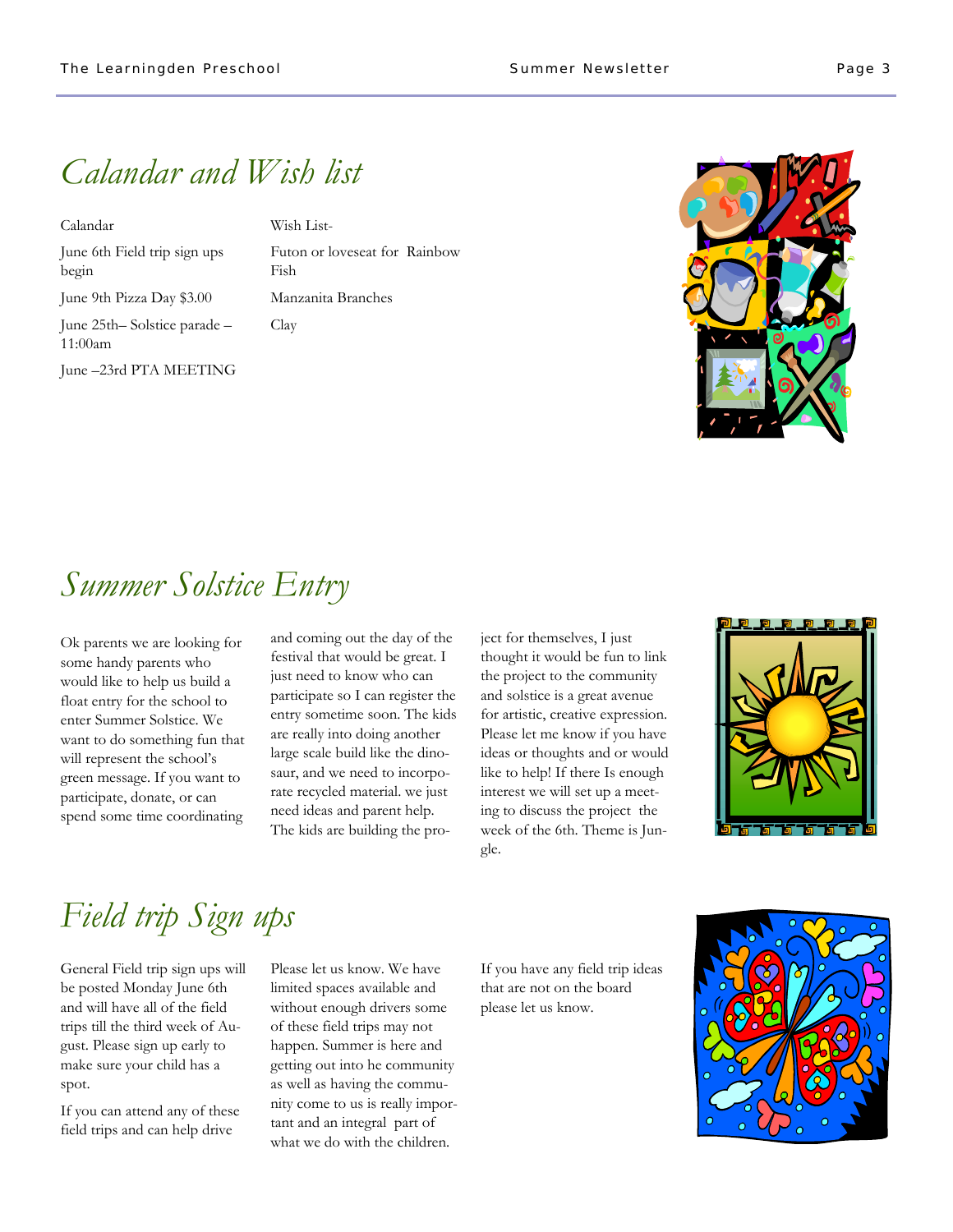# *Calandar and Wish list*

Calandar

June 6th Field trip sign ups begin

June 9th Pizza Day $3.00

June 25th– Solstice parade – 11:00am

June –23rd PTA MEETING

Wish List-

Futon or loveseat for Rainbow Fish

Manzanita Branches

Clay

# *Summer Solstice Entry*

Ok parents we are looking for some handy parents who would like to help us build a float entry for the school to enter Summer Solstice. We want to do something fun that will represent the school's green message. If you want to participate, donate, or can spend some time coordinating and coming out the day of the festival that would be great. I just need to know who can participate so I can register the entry sometime soon. The kids are really into doing another large scale build like the dinosaur, and we need to incorporate recycled material. we just need ideas and parent help. The kids are building the project for themselves, I just thought it would be fun to link the project to the community and solstice is a great avenue for artistic, creative expression. Please let me know if you have ideas or thoughts and or would like to help! If there Is enough interest we will set up a meeting to discuss the project the week of the 6th. Theme is Jungle.

# *Field trip Sign ups*

General Field trip sign ups will be posted Monday June 6th and will have all of the field trips till the third week of August. Please sign up early to make sure your child has a spot.

If you can attend any of these field trips and can help drive Please let us know. We have limited spaces available and without enough drivers some of these field trips may not happen. Summer is here and getting out into he community as well as having the community come to us is really important and an integral part of what we do with the children.

If you have any field trip ideas that are not on the board please let us know.